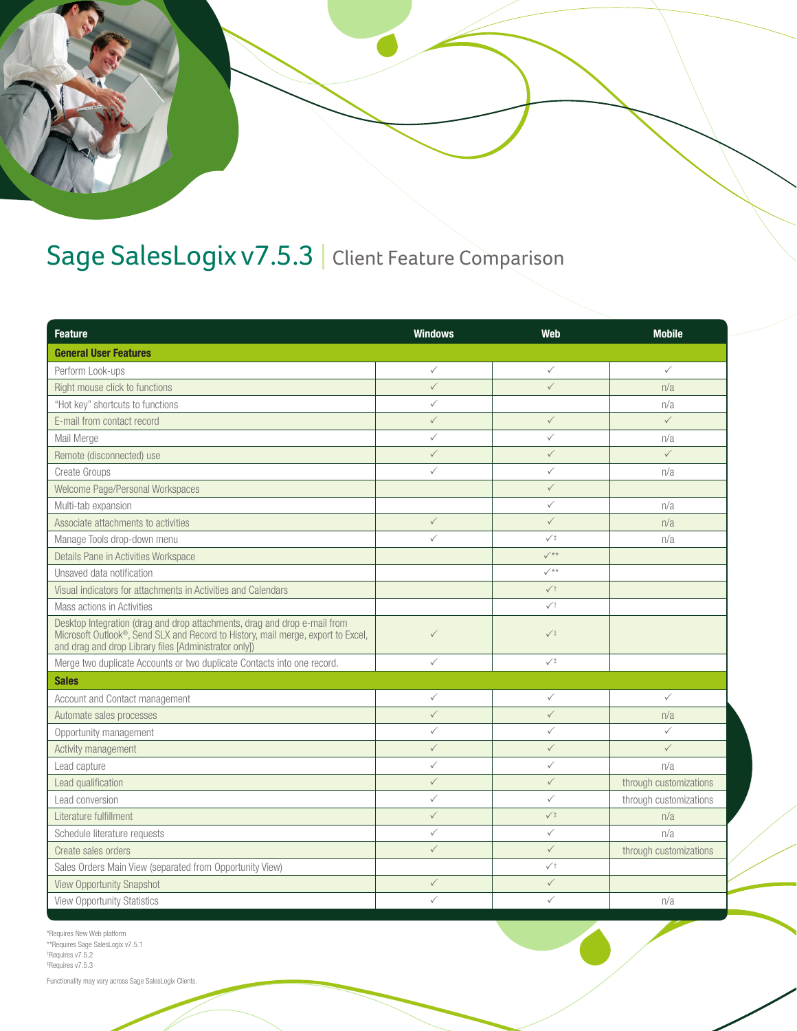# Sage SalesLogix v7.5.3 | Client Feature Comparison

| Feature | Windows | Web | Mobile |
|---|---|---|---|
| **General User Features** | | | |
| Perform Look-ups | ✓ | ✓ | ✓ |
| Right mouse click to functions | ✓ | ✓ | n/a |
| "Hot key" shortcuts to functions | ✓ | | n/a |
| E-mail from contact record | ✓ | ✓ | ✓ |
| Mail Merge | ✓ | ✓ | n/a |
| Remote (disconnected) use | ✓ | ✓ | ✓ |
| Create Groups | ✓ | ✓ | n/a |
| Welcome Page/Personal Workspaces | | ✓ | |
| Multi-tab expansion | | ✓ | n/a |
| Associate attachments to activities | ✓ | ✓ | n/a |
| Manage Tools drop-down menu | ✓ | ✓‡ | n/a |
| Details Pane in Activities Workspace | | ✓** | |
| Unsaved data notification | | ✓** | |
| Visual indicators for attachments in Activities and Calendars | | ✓† | |
| Mass actions in Activities | | ✓† | |
| Desktop Integration (drag and drop attachments, drag and drop e-mail from Microsoft Outlook®, Send SLX and Record to History, mail merge, export to Excel, and drag and drop Library files [Administrator only]) | ✓ | ✓‡ | |
| Merge two duplicate Accounts or two duplicate Contacts into one record. | ✓ | ✓‡ | |
| **Sales** | | | |
| Account and Contact management | ✓ | ✓ | ✓ |
| Automate sales processes | ✓ | ✓ | n/a |
| Opportunity management | ✓ | ✓ | ✓ |
| Activity management | ✓ | ✓ | ✓ |
| Lead capture | ✓ | ✓ | n/a |
| Lead qualification | ✓ | ✓ | through customizations |
| Lead conversion | ✓ | ✓ | through customizations |
| Literature fulfillment | ✓ | ✓‡ | n/a |
| Schedule literature requests | ✓ | ✓ | n/a |
| Create sales orders | ✓ | ✓ | through customizations |
| Sales Orders Main View (separated from Opportunity View) | | ✓† | |
| View Opportunity Snapshot | ✓ | ✓ | |
| View Opportunity Statistics | ✓ | ✓ | n/a |

*Requires New Web platform
**Requires Sage SalesLogix v7.5.1
†Requires v7.5.2
‡Requires v7.5.3

Functionality may vary across Sage SalesLogix Clients.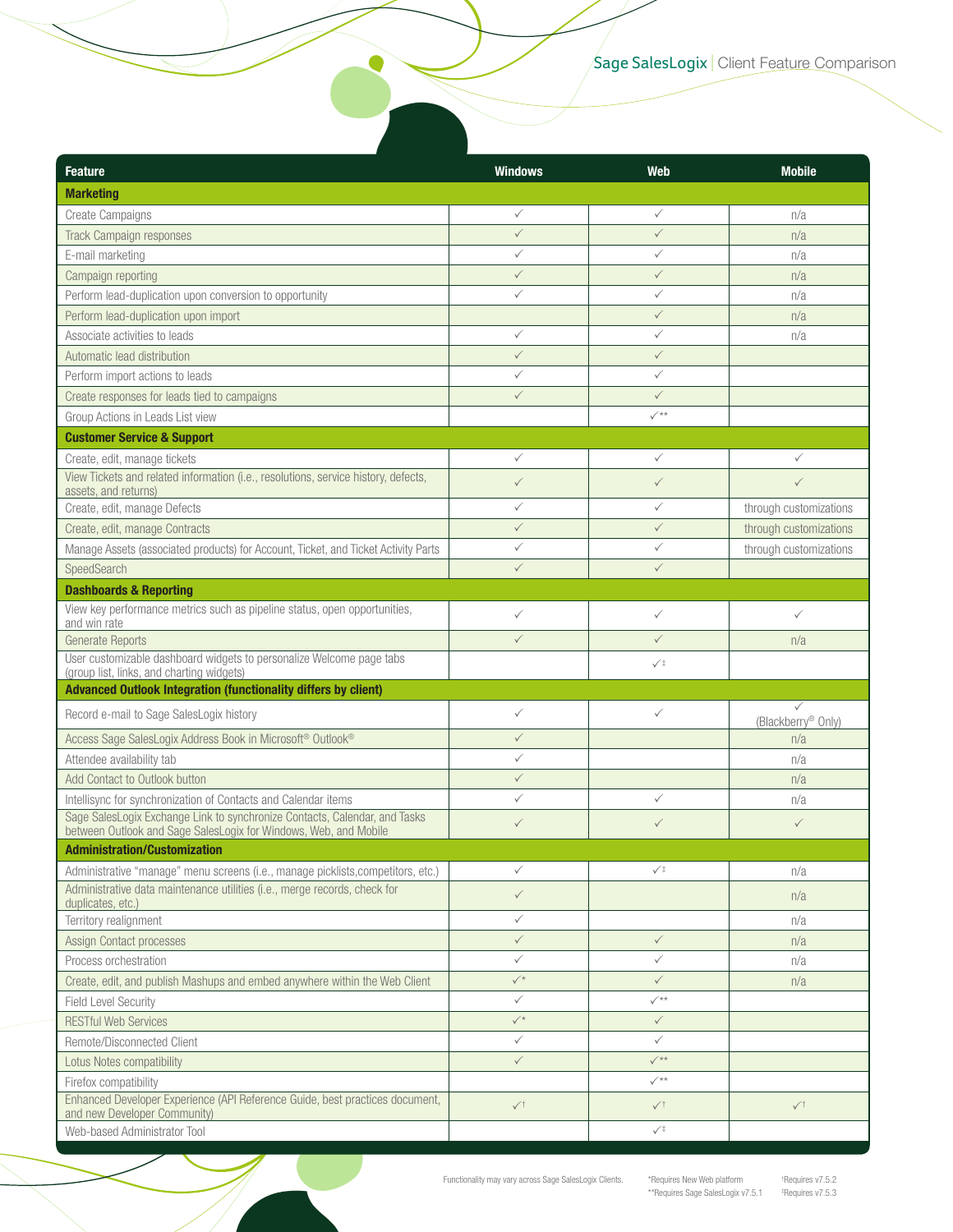# Sage SalesLogix | Client Feature Comparison

| Feature | Windows | Web | Mobile |
|---|---|---|---|
| **Marketing** | | | |
| Create Campaigns | ✓ | ✓ | n/a |
| Track Campaign responses | ✓ | ✓ | n/a |
| E-mail marketing | ✓ | ✓ | n/a |
| Campaign reporting | ✓ | ✓ | n/a |
| Perform lead-duplication upon conversion to opportunity | ✓ | ✓ | n/a |
| Perform lead-duplication upon import | | ✓ | n/a |
| Associate activities to leads | ✓ | ✓ | n/a |
| Automatic lead distribution | ✓ | ✓ | |
| Perform import actions to leads | ✓ | ✓ | |
| Create responses for leads tied to campaigns | ✓ | ✓ | |
| Group Actions in Leads List view | | ✓** | |
| **Customer Service & Support** | | | |
| Create, edit, manage tickets | ✓ | ✓ | ✓ |
| View Tickets and related information (i.e., resolutions, service history, defects, assets, and returns) | ✓ | ✓ | ✓ |
| Create, edit, manage Defects | ✓ | ✓ | through customizations |
| Create, edit, manage Contracts | ✓ | ✓ | through customizations |
| Manage Assets (associated products) for Account, Ticket, and Ticket Activity Parts | ✓ | ✓ | through customizations |
| SpeedSearch | ✓ | ✓ | |
| **Dashboards & Reporting** | | | |
| View key performance metrics such as pipeline status, open opportunities, and win rate | ✓ | ✓ | ✓ |
| Generate Reports | ✓ | ✓ | n/a |
| User customizable dashboard widgets to personalize Welcome page tabs (group list, links, and charting widgets) | | ✓‡ | |
| **Advanced Outlook Integration (functionality differs by client)** | | | |
| Record e-mail to Sage SalesLogix history | ✓ | ✓ | ✓ (Blackberry® Only) |
| Access Sage SalesLogix Address Book in Microsoft® Outlook® | ✓ | | n/a |
| Attendee availability tab | ✓ | | n/a |
| Add Contact to Outlook button | ✓ | | n/a |
| Intellisync for synchronization of Contacts and Calendar items | ✓ | ✓ | n/a |
| Sage SalesLogix Exchange Link to synchronize Contacts, Calendar, and Tasks between Outlook and Sage SalesLogix for Windows, Web, and Mobile | ✓ | ✓ | ✓ |
| **Administration/Customization** | | | |
| Administrative "manage" menu screens (i.e., manage picklists,competitors, etc.) | ✓ | ✓‡ | n/a |
| Administrative data maintenance utilities (i.e., merge records, check for duplicates, etc.) | ✓ | | n/a |
| Territory realignment | ✓ | | n/a |
| Assign Contact processes | ✓ | ✓ | n/a |
| Process orchestration | ✓ | ✓ | n/a |
| Create, edit, and publish Mashups and embed anywhere within the Web Client | ✓* | ✓ | n/a |
| Field Level Security | ✓ | ✓** | |
| RESTful Web Services | ✓* | ✓ | |
| Remote/Disconnected Client | ✓ | ✓ | |
| Lotus Notes compatibility | ✓ | ✓** | |
| Firefox compatibility | | ✓** | |
| Enhanced Developer Experience (API Reference Guide, best practices document, and new Developer Community) | ✓† | ✓† | ✓† |
| Web-based Administrator Tool | | ✓‡ | |

Functionality may vary across Sage SalesLogix Clients.

*Requires New Web platform
**Requires Sage SalesLogix v7.5.1
†Requires v7.5.2
‡Requires v7.5.3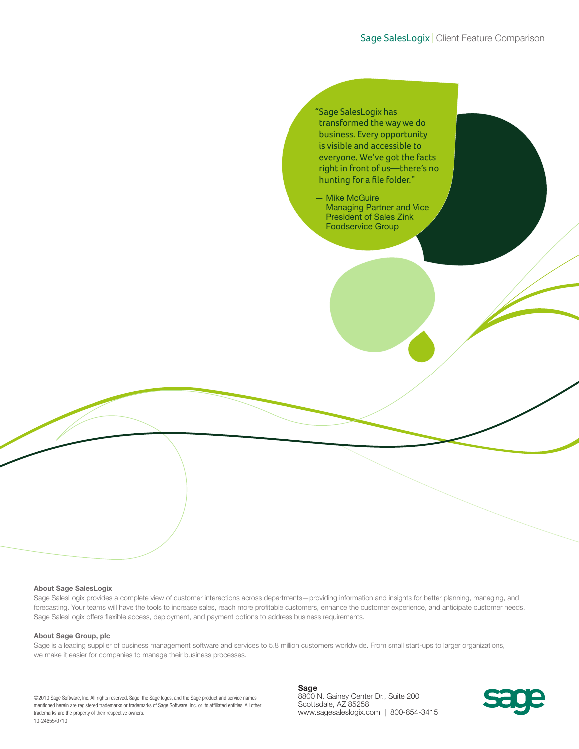"Sage SalesLogix has transformed the way we do business. Every opportunity is visible and accessible to everyone. We've got the facts right in front of us—there's no hunting for a file folder."

— Mike McGuire
Managing Partner and Vice President of Sales Zink Foodservice Group

**About Sage SalesLogix**

Sage SalesLogix provides a complete view of customer interactions across departments—providing information and insights for better planning, managing, and forecasting. Your teams will have the tools to increase sales, reach more profitable customers, enhance the customer experience, and anticipate customer needs. Sage SalesLogix offers flexible access, deployment, and payment options to address business requirements.

**About Sage Group, plc**

Sage is a leading supplier of business management software and services to 5.8 million customers worldwide. From small start-ups to larger organizations, we make it easier for companies to manage their business processes.

©2010 Sage Software, Inc. All rights reserved. Sage, the Sage logos, and the Sage product and service names mentioned herein are registered trademarks or trademarks of Sage Software, Inc. or its affiliated entities. All other trademarks are the property of their respective owners.
10-24655/0710

**Sage**
8800 N. Gainey Center Dr., Suite 200
Scottsdale, AZ 85258
www.sagesaleslogix.com | 800-854-3415